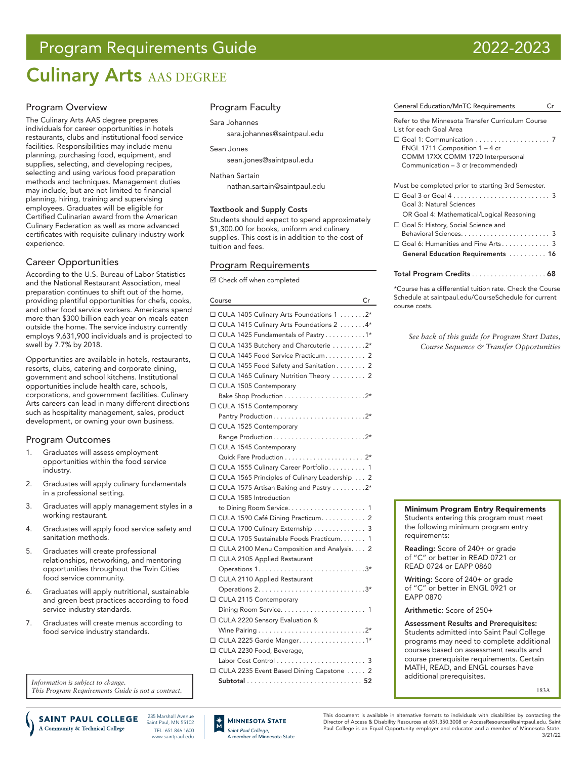# Program Requirements Guide 2022-2023

# Culinary Arts AAS DEGREE

## Program Overview

The Culinary Arts AAS degree prepares individuals for career opportunities in hotels restaurants, clubs and institutional food service facilities. Responsibilities may include menu planning, purchasing food, equipment, and supplies, selecting, and developing recipes, selecting and using various food preparation methods and techniques. Management duties may include, but are not limited to financial planning, hiring, training and supervising employees. Graduates will be eligible for Certified Culinarian award from the American Culinary Federation as well as more advanced certificates with requisite culinary industry work experience.

## Career Opportunities

According to the U.S. Bureau of Labor Statistics and the National Restaurant Association, meal preparation continues to shift out of the home, providing plentiful opportunities for chefs, cooks, and other food service workers. Americans spend more than $300 billion each year on meals eaten outside the home. The service industry currently employs 9,631,900 individuals and is projected to swell by 7.7% by 2018.

Opportunities are available in hotels, restaurants, resorts, clubs, catering and corporate dining, government and school kitchens. Institutional opportunities include health care, schools, corporations, and government facilities. Culinary Arts careers can lead in many different directions such as hospitality management, sales, product development, or owning your own business.

## Program Outcomes

1. Graduates will assess employment opportunities within the food service industry.
2. Graduates will apply culinary fundamentals in a professional setting.
3. Graduates will apply management styles in a working restaurant.
4. Graduates will apply food service safety and sanitation methods.
5. Graduates will create professional relationships, networking, and mentoring opportunities throughout the Twin Cities food service community.
6. Graduates will apply nutritional, sustainable and green best practices according to food service industry standards.
7. Graduates will create menus according to food service industry standards.

*Information is subject to change.*
*This Program Requirements Guide is not a contract.*

## Program Faculty

Sara Johannes
sara.johannes@saintpaul.edu

Sean Jones
sean.jones@saintpaul.edu

Nathan Sartain
nathan.sartain@saintpaul.edu

**Textbook and Supply Costs**

Students should expect to spend approximately $1,300.00 for books, uniform and culinary supplies. This cost is in addition to the cost of tuition and fees.

## Program Requirements

☑ Check off when completed

| Course | Cr |
|---|---|
| ☐ CULA 1405 Culinary Arts Foundations 1 | 2* |
| ☐ CULA 1415 Culinary Arts Foundations 2 | 4* |
| ☐ CULA 1425 Fundamentals of Pastry | 1* |
| ☐ CULA 1435 Butchery and Charcuterie | 2* |
| ☐ CULA 1445 Food Service Practicum | 2 |
| ☐ CULA 1455 Food Safety and Sanitation | 2 |
| ☐ CULA 1465 Culinary Nutrition Theory | 2 |
| ☐ CULA 1505 Contemporary Bake Shop Production | 2* |
| ☐ CULA 1515 Contemporary Pantry Production | 2* |
| ☐ CULA 1525 Contemporary Range Production | 2* |
| ☐ CULA 1545 Contemporary Quick Fare Production | 2* |
| ☐ CULA 1555 Culinary Career Portfolio | 1 |
| ☐ CULA 1565 Principles of Culinary Leadership | 2 |
| ☐ CULA 1575 Artisan Baking and Pastry | 2* |
| ☐ CULA 1585 Introduction to Dining Room Service | 1 |
| ☐ CULA 1590 Café Dining Practicum | 2 |
| ☐ CULA 1700 Culinary Externship | 3 |
| ☐ CULA 1705 Sustainable Foods Practicum | 1 |
| ☐ CULA 2100 Menu Composition and Analysis | 2 |
| ☐ CULA 2105 Applied Restaurant Operations 1 | 3* |
| ☐ CULA 2110 Applied Restaurant Operations 2 | 3* |
| ☐ CULA 2115 Contemporary Dining Room Service | 1 |
| ☐ CULA 2220 Sensory Evaluation & Wine Pairing | 2* |
| ☐ CULA 2225 Garde Manger | 1* |
| ☐ CULA 2230 Food, Beverage, Labor Cost Control | 3 |
| ☐ CULA 2235 Event Based Dining Capstone | 2 |
| **Subtotal** | **52** |

| General Education/MnTC Requirements | Cr |
|---|---|
| Refer to the Minnesota Transfer Curriculum Course List for each Goal Area | |
| ☐ Goal 1: Communication<br>ENGL 1711 Composition 1 – 4 cr<br>COMM 17XX COMM 1720 Interpersonal Communication – 3 cr (recommended) | 7 |
| Must be completed prior to starting 3rd Semester. | |
| ☐ Goal 3 or Goal 4<br>Goal 3: Natural Sciences<br>OR Goal 4: Mathematical/Logical Reasoning | 3 |
| ☐ Goal 5: History, Social Science and Behavioral Sciences | 3 |
| ☐ Goal 6: Humanities and Fine Arts | 3 |
| **General Education Requirements** | **16** |

**Total Program Credits** ........ **68**

*Course has a differential tuition rate. Check the Course Schedule at saintpaul.edu/CourseSchedule for current course costs.

*See back of this guide for Program Start Dates, Course Sequence & Transfer Opportunities*

**Minimum Program Entry Requirements**

Students entering this program must meet the following minimum program entry requirements:

**Reading:** Score of 240+ or grade of "C" or better in READ 0721 or READ 0724 or EAPP 0860

**Writing:** Score of 240+ or grade of "C" or better in ENGL 0921 or EAPP 0870

**Arithmetic:** Score of 250+

**Assessment Results and Prerequisites:** Students admitted into Saint Paul College programs may need to complete additional courses based on assessment results and course prerequisite requirements. Certain MATH, READ, and ENGL courses have additional prerequisites.

183A

SAINT PAUL COLLEGE — A Community & Technical College
235 Marshall Avenue, Saint Paul, MN 55102
TEL: 651.846.1600
www.saintpaul.edu

MINNESOTA STATE — Saint Paul College, A member of Minnesota State

This document is available in alternative formats to individuals with disabilities by contacting the Director of Access & Disability Resources at 651.350.3008 or AccessResources@saintpaul.edu. Saint Paul College is an Equal Opportunity employer and educator and a member of Minnesota State.

3/21/22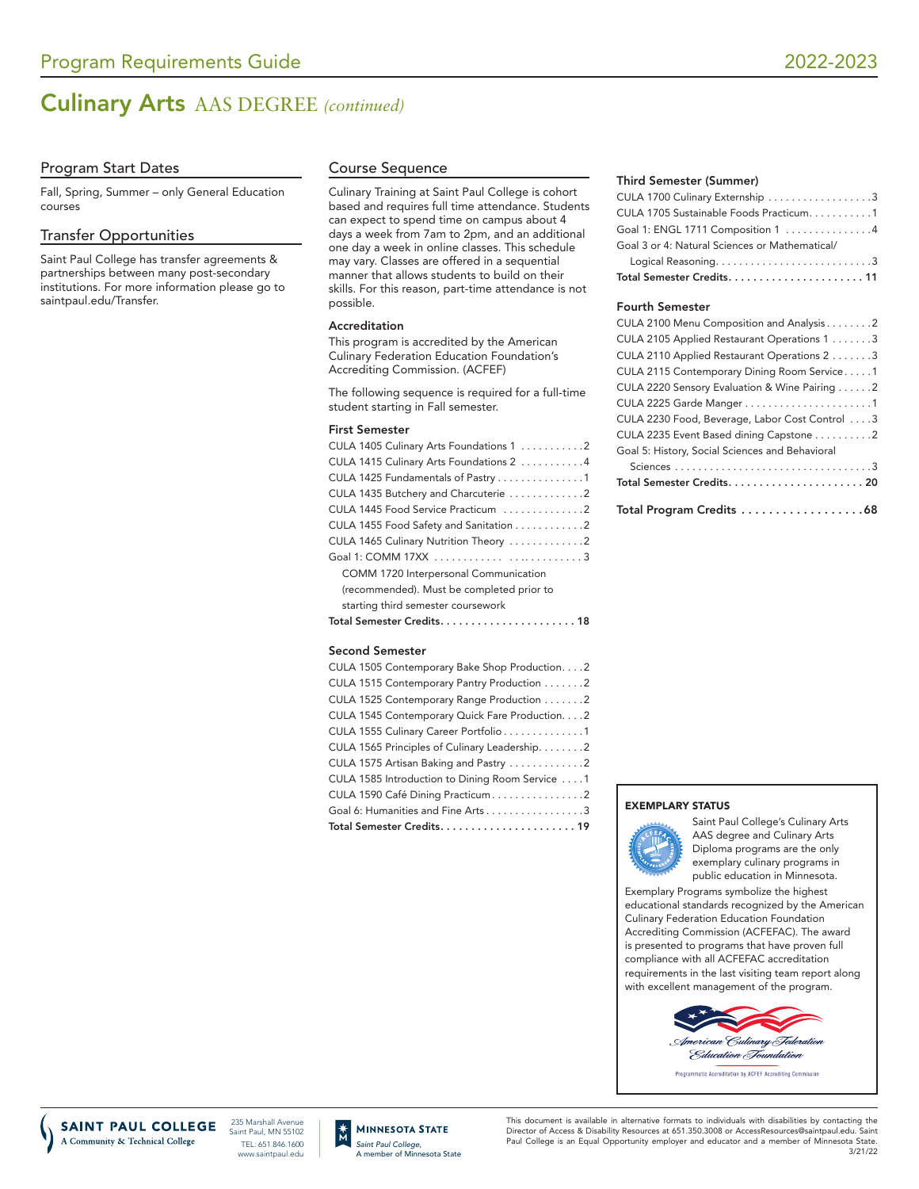# Culinary Arts AAS DEGREE *(continued)*

## Program Start Dates

Fall, Spring, Summer – only General Education courses

## Transfer Opportunities

Saint Paul College has transfer agreements & partnerships between many post-secondary institutions. For more information please go to saintpaul.edu/Transfer.

## Course Sequence

Culinary Training at Saint Paul College is cohort based and requires full time attendance. Students can expect to spend time on campus about 4 days a week from 7am to 2pm, and an additional one day a week in online classes. This schedule may vary. Classes are offered in a sequential manner that allows students to build on their skills. For this reason, part-time attendance is not possible.

### Accreditation

This program is accredited by the American Culinary Federation Education Foundation's Accrediting Commission. (ACFEF)

The following sequence is required for a full-time student starting in Fall semester.

### First Semester

| | |
|---|---|
| CULA 1405 Culinary Arts Foundations 1 | 2 |
| CULA 1415 Culinary Arts Foundations 2 | 4 |
| CULA 1425 Fundamentals of Pastry | 1 |
| CULA 1435 Butchery and Charcuterie | 2 |
| CULA 1445 Food Service Practicum | 2 |
| CULA 1455 Food Safety and Sanitation | 2 |
| CULA 1465 Culinary Nutrition Theory | 2 |
| Goal 1: COMM 17XX | 3 |
| COMM 1720 Interpersonal Communication (recommended). Must be completed prior to starting third semester coursework | |
| **Total Semester Credits** | **18** |

### Second Semester

| | |
|---|---|
| CULA 1505 Contemporary Bake Shop Production | 2 |
| CULA 1515 Contemporary Pantry Production | 2 |
| CULA 1525 Contemporary Range Production | 2 |
| CULA 1545 Contemporary Quick Fare Production | 2 |
| CULA 1555 Culinary Career Portfolio | 1 |
| CULA 1565 Principles of Culinary Leadership | 2 |
| CULA 1575 Artisan Baking and Pastry | 2 |
| CULA 1585 Introduction to Dining Room Service | 1 |
| CULA 1590 Café Dining Practicum | 2 |
| Goal 6: Humanities and Fine Arts | 3 |
| **Total Semester Credits** | **19** |

### Third Semester (Summer)

| | |
|---|---|
| CULA 1700 Culinary Externship | 3 |
| CULA 1705 Sustainable Foods Practicum | 1 |
| Goal 1: ENGL 1711 Composition 1 | 4 |
| Goal 3 or 4: Natural Sciences or Mathematical/ Logical Reasoning | 3 |
| **Total Semester Credits** | **11** |

### Fourth Semester

| | |
|---|---|
| CULA 2100 Menu Composition and Analysis | 2 |
| CULA 2105 Applied Restaurant Operations 1 | 3 |
| CULA 2110 Applied Restaurant Operations 2 | 3 |
| CULA 2115 Contemporary Dining Room Service | 1 |
| CULA 2220 Sensory Evaluation & Wine Pairing | 2 |
| CULA 2225 Garde Manger | 1 |
| CULA 2230 Food, Beverage, Labor Cost Control | 3 |
| CULA 2235 Event Based dining Capstone | 2 |
| Goal 5: History, Social Sciences and Behavioral Sciences | 3 |
| **Total Semester Credits** | **20** |

**Total Program Credits .................. 68**

### EXEMPLARY STATUS

Saint Paul College's Culinary Arts AAS degree and Culinary Arts Diploma programs are the only exemplary culinary programs in public education in Minnesota.

Exemplary Programs symbolize the highest educational standards recognized by the American Culinary Federation Education Foundation Accrediting Commission (ACFEFAC). The award is presented to programs that have proven full compliance with all ACFEFAC accreditation requirements in the last visiting team report along with excellent management of the program.

American Culinary Federation Education Foundation

Programmatic Accreditation by ACFEF Accrediting Commission

SAINT PAUL COLLEGE A Community & Technical College — 235 Marshall Avenue, Saint Paul, MN 55102, TEL: 651.846.1600, www.saintpaul.edu

MINNESOTA STATE — Saint Paul College, A member of Minnesota State

This document is available in alternative formats to individuals with disabilities by contacting the Director of Access & Disability Resources at 651.350.3008 or AccessResources@saintpaul.edu. Saint Paul College is an Equal Opportunity employer and educator and a member of Minnesota State. 3/21/22